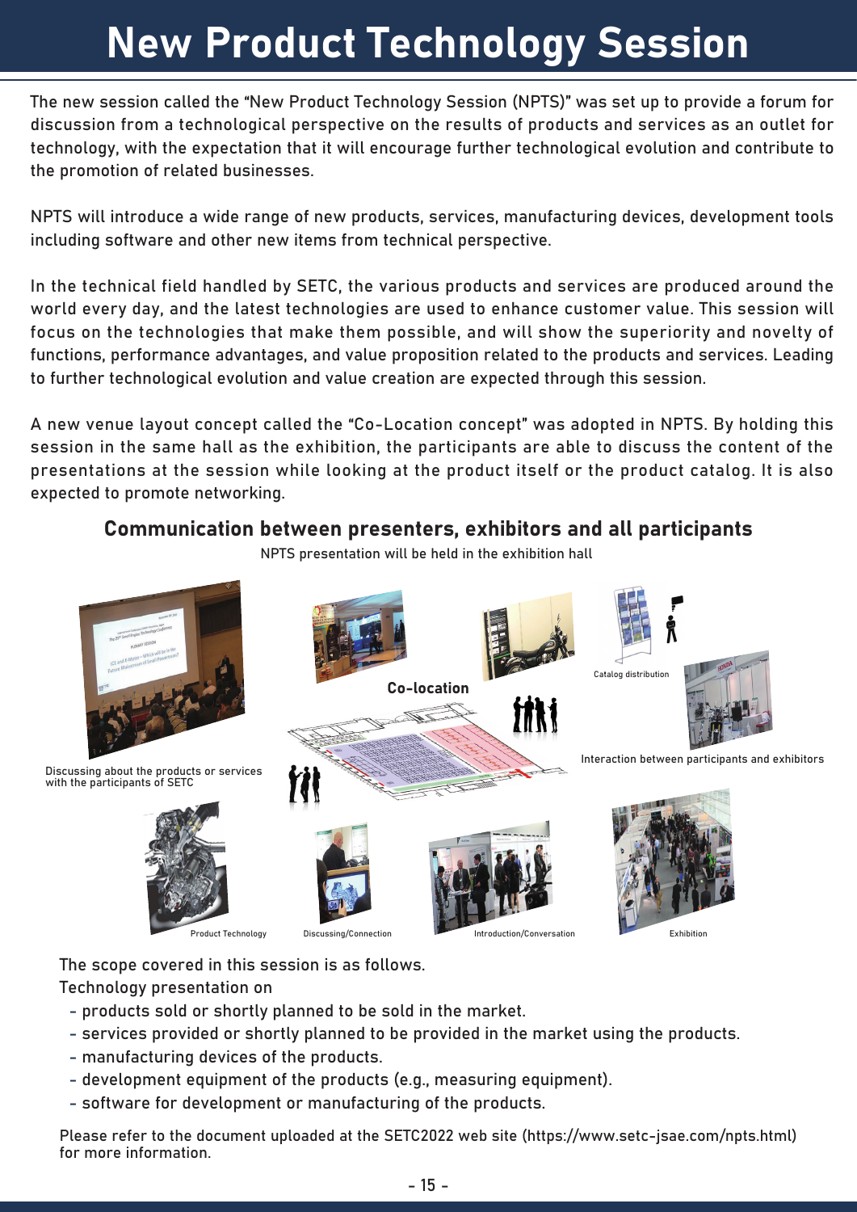# New Product Technology Session

The new session called the "New Product Technology Session (NPTS)" was set up to provide a forum for discussion from a technological perspective on the results of products and services as an outlet for technology, with the expectation that it will encourage further technological evolution and contribute to the promotion of related businesses.

NPTS will introduce a wide range of new products, services, manufacturing devices, development tools including software and other new items from technical perspective.

In the technical field handled by SETC, the various products and services are produced around the world every day, and the latest technologies are used to enhance customer value. This session will focus on the technologies that make them possible, and will show the superiority and novelty of functions, performance advantages, and value proposition related to the products and services. Leading to further technological evolution and value creation are expected through this session.

A new venue layout concept called the "Co-Location concept" was adopted in NPTS. By holding this session in the same hall as the exhibition, the participants are able to discuss the content of the presentations at the session while looking at the product itself or the product catalog. It is also expected to promote networking.

## Communication between presenters, exhibitors and all participants

NPTS presentation will be held in the exhibition hall

Co-location

Catalog distribution

Interaction between participants and exhibitors

Discussing about the products or services with the participants of SETC

Product Technology

Discussing/Connection

Introduction/Conversation

Exhibition

The scope covered in this session is as follows.

Technology presentation on

- products sold or shortly planned to be sold in the market.
- services provided or shortly planned to be provided in the market using the products.
- manufacturing devices of the products.
- development equipment of the products (e.g., measuring equipment).
- software for development or manufacturing of the products.

Please refer to the document uploaded at the SETC2022 web site (https://www.setc-jsae.com/npts.html) for more information.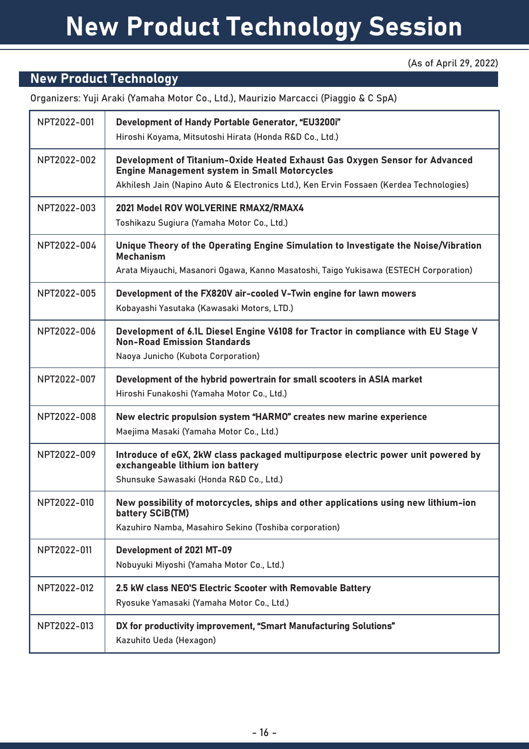# New Product Technology Session

(As of April 29, 2022)

## New Product Technology

Organizers: Yuji Araki (Yamaha Motor Co., Ltd.), Maurizio Marcacci (Piaggio & C SpA)

| | |
|---|---|
| NPT2022-001 | **Development of Handy Portable Generator, "EU3200i"**<br>Hiroshi Koyama, Mitsutoshi Hirata (Honda R&D Co., Ltd.) |
| NPT2022-002 | **Development of Titanium-Oxide Heated Exhaust Gas Oxygen Sensor for Advanced Engine Management system in Small Motorcycles**<br>Akhilesh Jain (Napino Auto & Electronics Ltd.), Ken Ervin Fossaen (Kerdea Technologies) |
| NPT2022-003 | **2021 Model ROV WOLVERINE RMAX2/RMAX4**<br>Toshikazu Sugiura (Yamaha Motor Co., Ltd.) |
| NPT2022-004 | **Unique Theory of the Operating Engine Simulation to Investigate the Noise/Vibration Mechanism**<br>Arata Miyauchi, Masanori Ogawa, Kanno Masatoshi, Taigo Yukisawa (ESTECH Corporation) |
| NPT2022-005 | **Development of the FX820V air-cooled V-Twin engine for lawn mowers**<br>Kobayashi Yasutaka (Kawasaki Motors, LTD.) |
| NPT2022-006 | **Development of 6.1L Diesel Engine V6108 for Tractor in compliance with EU Stage V Non-Road Emission Standards**<br>Naoya Junicho (Kubota Corporation) |
| NPT2022-007 | **Development of the hybrid powertrain for small scooters in ASIA market**<br>Hiroshi Funakoshi (Yamaha Motor Co., Ltd.) |
| NPT2022-008 | **New electric propulsion system "HARMO" creates new marine experience**<br>Maejima Masaki (Yamaha Motor Co., Ltd.) |
| NPT2022-009 | **Introduce of eGX, 2kW class packaged multipurpose electric power unit powered by exchangeable lithium ion battery**<br>Shunsuke Sawasaki (Honda R&D Co., Ltd.) |
| NPT2022-010 | **New possibility of motorcycles, ships and other applications using new lithium-ion battery SCiB(TM)**<br>Kazuhiro Namba, Masahiro Sekino (Toshiba corporation) |
| NPT2022-011 | **Development of 2021 MT-09**<br>Nobuyuki Miyoshi (Yamaha Motor Co., Ltd.) |
| NPT2022-012 | **2.5 kW class NEO'S Electric Scooter with Removable Battery**<br>Ryosuke Yamasaki (Yamaha Motor Co., Ltd.) |
| NPT2022-013 | **DX for productivity improvement, "Smart Manufacturing Solutions"**<br>Kazuhito Ueda (Hexagon) |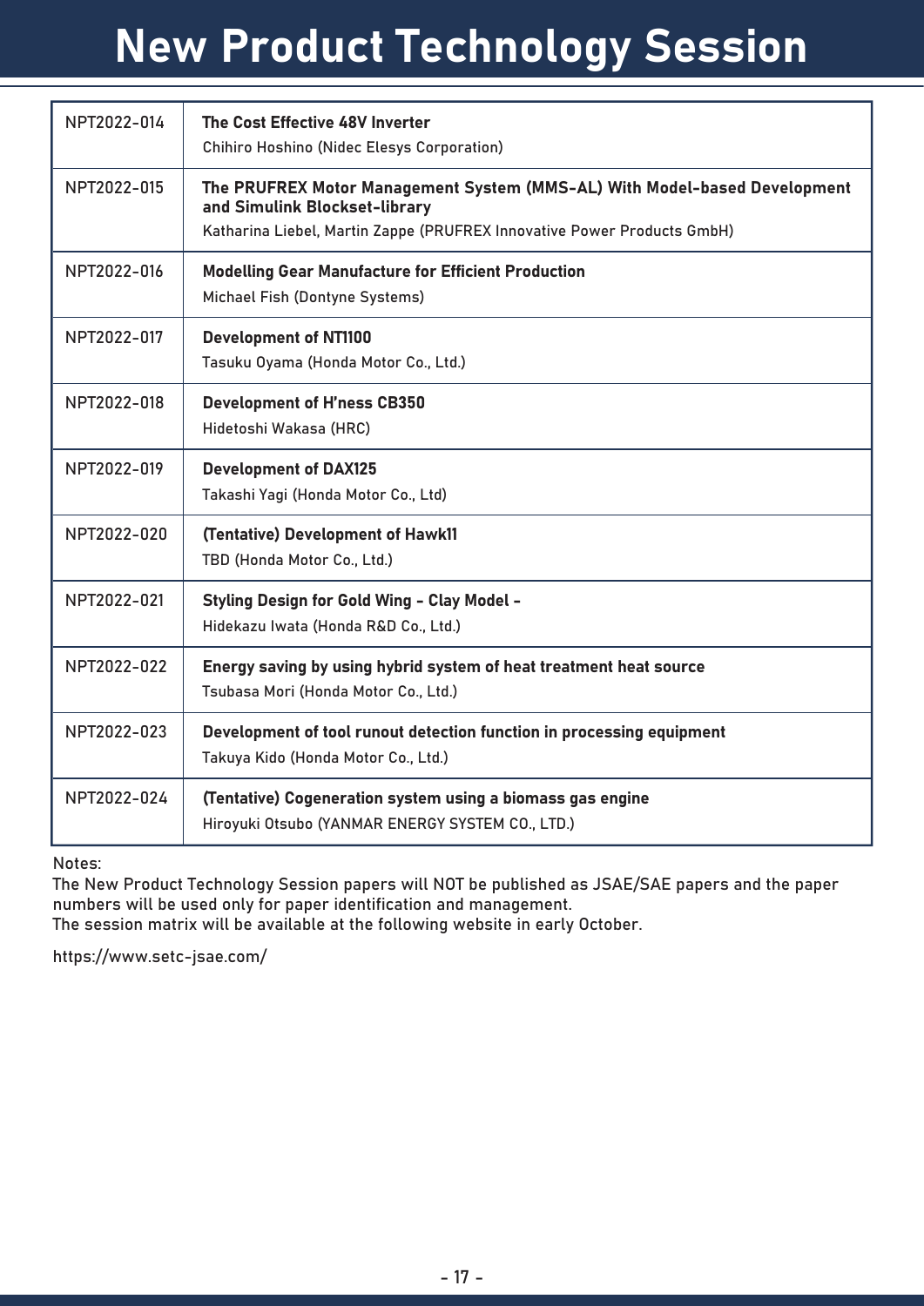# New Product Technology Session

| | |
|---|---|
| NPT2022-014 | **The Cost Effective 48V Inverter**<br>Chihiro Hoshino (Nidec Elesys Corporation) |
| NPT2022-015 | **The PRUFREX Motor Management System (MMS-AL) With Model-based Development and Simulink Blockset-library**<br>Katharina Liebel, Martin Zappe (PRUFREX Innovative Power Products GmbH) |
| NPT2022-016 | **Modelling Gear Manufacture for Efficient Production**<br>Michael Fish (Dontyne Systems) |
| NPT2022-017 | **Development of NT1100**<br>Tasuku Oyama (Honda Motor Co., Ltd.) |
| NPT2022-018 | **Development of H'ness CB350**<br>Hidetoshi Wakasa (HRC) |
| NPT2022-019 | **Development of DAX125**<br>Takashi Yagi (Honda Motor Co., Ltd) |
| NPT2022-020 | **(Tentative) Development of Hawk11**<br>TBD (Honda Motor Co., Ltd.) |
| NPT2022-021 | **Styling Design for Gold Wing - Clay Model -**<br>Hidekazu Iwata (Honda R&D Co., Ltd.) |
| NPT2022-022 | **Energy saving by using hybrid system of heat treatment heat source**<br>Tsubasa Mori (Honda Motor Co., Ltd.) |
| NPT2022-023 | **Development of tool runout detection function in processing equipment**<br>Takuya Kido (Honda Motor Co., Ltd.) |
| NPT2022-024 | **(Tentative) Cogeneration system using a biomass gas engine**<br>Hiroyuki Otsubo (YANMAR ENERGY SYSTEM CO., LTD.) |

Notes:
The New Product Technology Session papers will NOT be published as JSAE/SAE papers and the paper numbers will be used only for paper identification and management.
The session matrix will be available at the following website in early October.

https://www.setc-jsae.com/